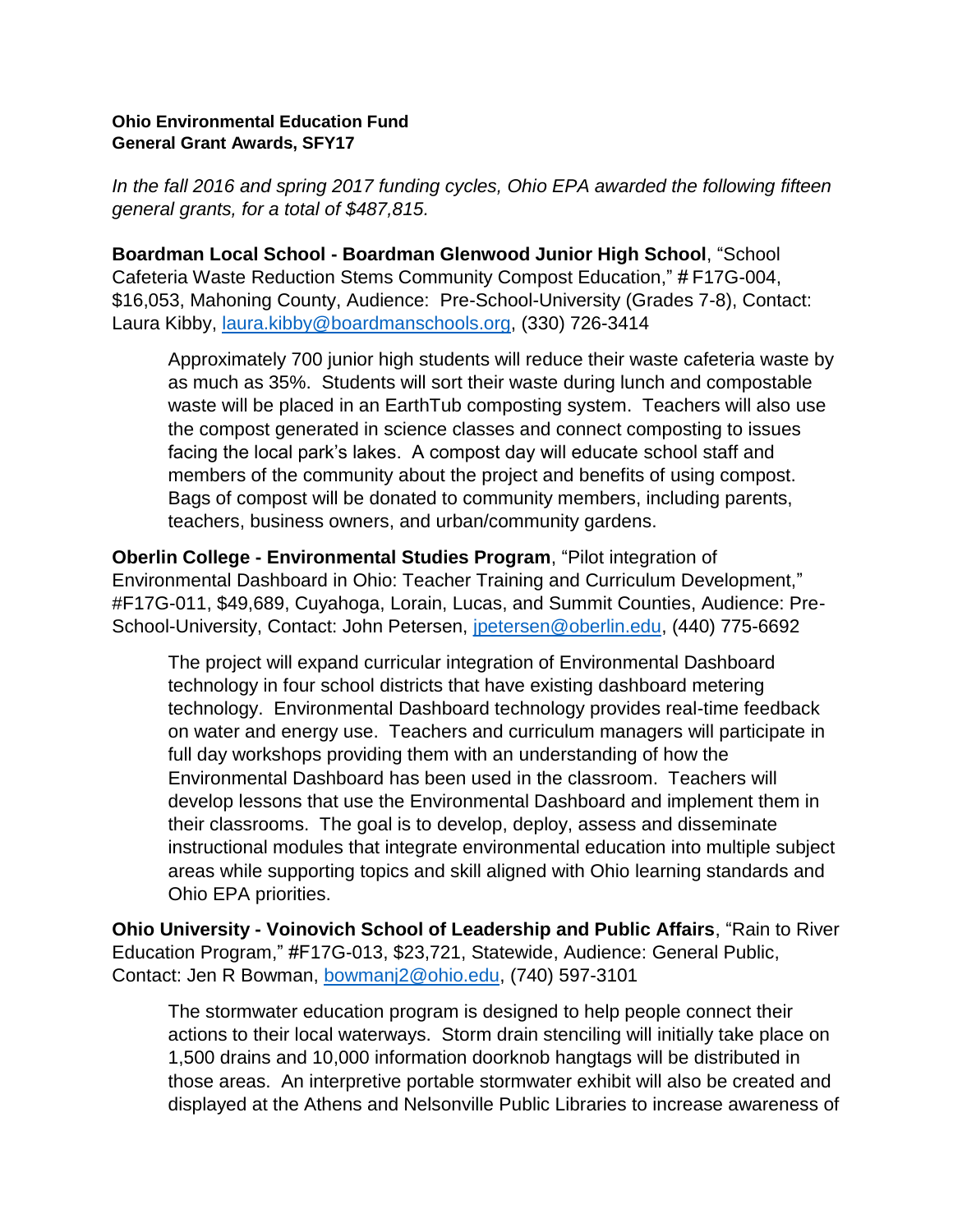**Ohio Environmental Education Fund**
**General Grant Awards, SFY17**

*In the fall 2016 and spring 2017 funding cycles, Ohio EPA awarded the following fifteen general grants, for a total of $487,815.*

**Boardman Local School - Boardman Glenwood Junior High School**, "School Cafeteria Waste Reduction Stems Community Compost Education," # F17G-004, $16,053, Mahoning County, Audience: Pre-School-University (Grades 7-8), Contact: Laura Kibby, laura.kibby@boardmanschools.org, (330) 726-3414

> Approximately 700 junior high students will reduce their waste cafeteria waste by as much as 35%. Students will sort their waste during lunch and compostable waste will be placed in an EarthTub composting system. Teachers will also use the compost generated in science classes and connect composting to issues facing the local park's lakes. A compost day will educate school staff and members of the community about the project and benefits of using compost. Bags of compost will be donated to community members, including parents, teachers, business owners, and urban/community gardens.

**Oberlin College - Environmental Studies Program**, "Pilot integration of Environmental Dashboard in Ohio: Teacher Training and Curriculum Development," #F17G-011, $49,689, Cuyahoga, Lorain, Lucas, and Summit Counties, Audience: Pre-School-University, Contact: John Petersen, jpetersen@oberlin.edu, (440) 775-6692

> The project will expand curricular integration of Environmental Dashboard technology in four school districts that have existing dashboard metering technology. Environmental Dashboard technology provides real-time feedback on water and energy use. Teachers and curriculum managers will participate in full day workshops providing them with an understanding of how the Environmental Dashboard has been used in the classroom. Teachers will develop lessons that use the Environmental Dashboard and implement them in their classrooms. The goal is to develop, deploy, assess and disseminate instructional modules that integrate environmental education into multiple subject areas while supporting topics and skill aligned with Ohio learning standards and Ohio EPA priorities.

**Ohio University - Voinovich School of Leadership and Public Affairs**, "Rain to River Education Program," #F17G-013, $23,721, Statewide, Audience: General Public, Contact: Jen R Bowman, bowmanj2@ohio.edu, (740) 597-3101

> The stormwater education program is designed to help people connect their actions to their local waterways. Storm drain stenciling will initially take place on 1,500 drains and 10,000 information doorknob hangtags will be distributed in those areas. An interpretive portable stormwater exhibit will also be created and displayed at the Athens and Nelsonville Public Libraries to increase awareness of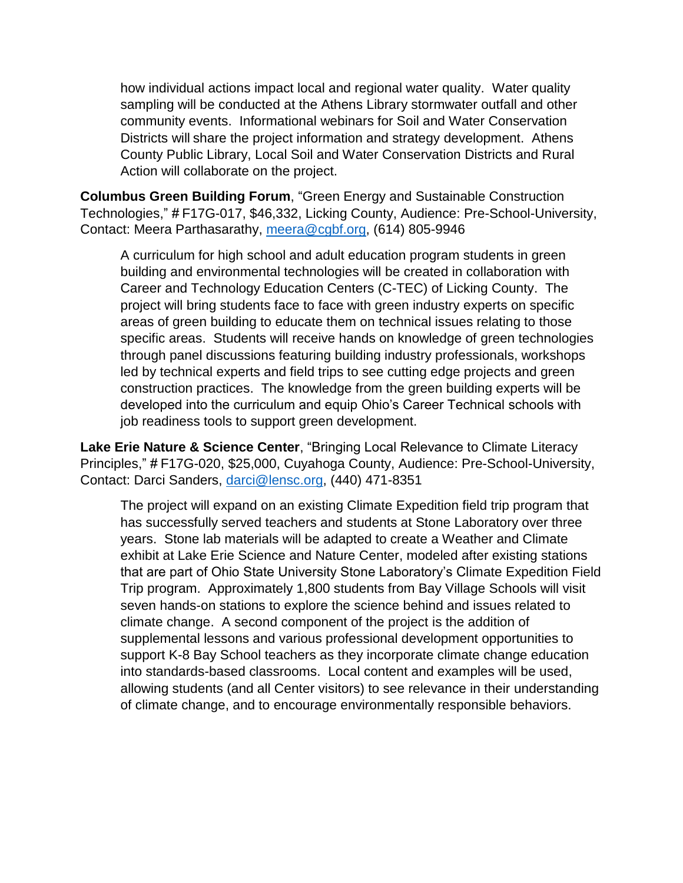how individual actions impact local and regional water quality. Water quality sampling will be conducted at the Athens Library stormwater outfall and other community events. Informational webinars for Soil and Water Conservation Districts will share the project information and strategy development. Athens County Public Library, Local Soil and Water Conservation Districts and Rural Action will collaborate on the project.

**Columbus Green Building Forum**, "Green Energy and Sustainable Construction Technologies," # F17G-017, $46,332, Licking County, Audience: Pre-School-University, Contact: Meera Parthasarathy, meera@cgbf.org, (614) 805-9946

A curriculum for high school and adult education program students in green building and environmental technologies will be created in collaboration with Career and Technology Education Centers (C-TEC) of Licking County. The project will bring students face to face with green industry experts on specific areas of green building to educate them on technical issues relating to those specific areas. Students will receive hands on knowledge of green technologies through panel discussions featuring building industry professionals, workshops led by technical experts and field trips to see cutting edge projects and green construction practices. The knowledge from the green building experts will be developed into the curriculum and equip Ohio's Career Technical schools with job readiness tools to support green development.

**Lake Erie Nature & Science Center**, "Bringing Local Relevance to Climate Literacy Principles," # F17G-020, $25,000, Cuyahoga County, Audience: Pre-School-University, Contact: Darci Sanders, darci@lensc.org, (440) 471-8351

The project will expand on an existing Climate Expedition field trip program that has successfully served teachers and students at Stone Laboratory over three years. Stone lab materials will be adapted to create a Weather and Climate exhibit at Lake Erie Science and Nature Center, modeled after existing stations that are part of Ohio State University Stone Laboratory's Climate Expedition Field Trip program. Approximately 1,800 students from Bay Village Schools will visit seven hands-on stations to explore the science behind and issues related to climate change. A second component of the project is the addition of supplemental lessons and various professional development opportunities to support K-8 Bay School teachers as they incorporate climate change education into standards-based classrooms. Local content and examples will be used, allowing students (and all Center visitors) to see relevance in their understanding of climate change, and to encourage environmentally responsible behaviors.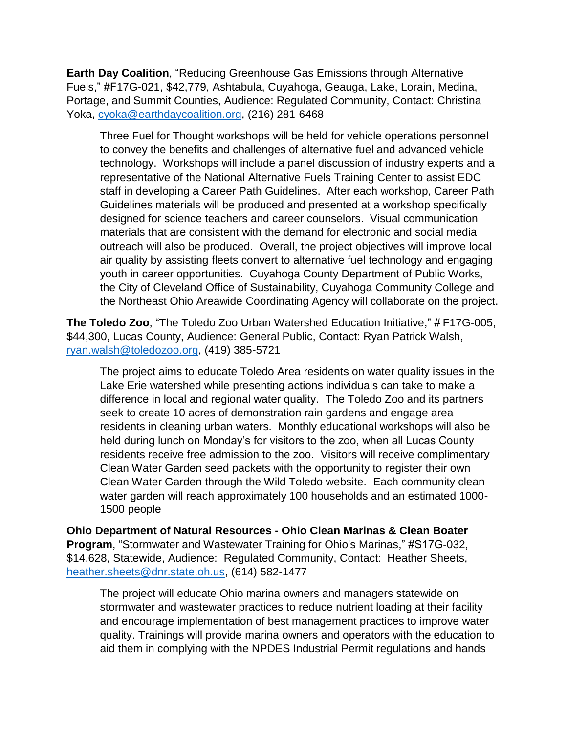**Earth Day Coalition**, "Reducing Greenhouse Gas Emissions through Alternative Fuels," #F17G-021, $42,779, Ashtabula, Cuyahoga, Geauga, Lake, Lorain, Medina, Portage, and Summit Counties, Audience: Regulated Community, Contact: Christina Yoka, cyoka@earthdaycoalition.org, (216) 281-6468

> Three Fuel for Thought workshops will be held for vehicle operations personnel to convey the benefits and challenges of alternative fuel and advanced vehicle technology. Workshops will include a panel discussion of industry experts and a representative of the National Alternative Fuels Training Center to assist EDC staff in developing a Career Path Guidelines. After each workshop, Career Path Guidelines materials will be produced and presented at a workshop specifically designed for science teachers and career counselors. Visual communication materials that are consistent with the demand for electronic and social media outreach will also be produced. Overall, the project objectives will improve local air quality by assisting fleets convert to alternative fuel technology and engaging youth in career opportunities. Cuyahoga County Department of Public Works, the City of Cleveland Office of Sustainability, Cuyahoga Community College and the Northeast Ohio Areawide Coordinating Agency will collaborate on the project.

**The Toledo Zoo**, "The Toledo Zoo Urban Watershed Education Initiative," # F17G-005, $44,300, Lucas County, Audience: General Public, Contact: Ryan Patrick Walsh, ryan.walsh@toledozoo.org, (419) 385-5721

> The project aims to educate Toledo Area residents on water quality issues in the Lake Erie watershed while presenting actions individuals can take to make a difference in local and regional water quality. The Toledo Zoo and its partners seek to create 10 acres of demonstration rain gardens and engage area residents in cleaning urban waters. Monthly educational workshops will also be held during lunch on Monday's for visitors to the zoo, when all Lucas County residents receive free admission to the zoo. Visitors will receive complimentary Clean Water Garden seed packets with the opportunity to register their own Clean Water Garden through the Wild Toledo website. Each community clean water garden will reach approximately 100 households and an estimated 1000-1500 people

**Ohio Department of Natural Resources - Ohio Clean Marinas & Clean Boater Program**, "Stormwater and Wastewater Training for Ohio's Marinas," #S17G-032, $14,628, Statewide, Audience: Regulated Community, Contact: Heather Sheets, heather.sheets@dnr.state.oh.us, (614) 582-1477

> The project will educate Ohio marina owners and managers statewide on stormwater and wastewater practices to reduce nutrient loading at their facility and encourage implementation of best management practices to improve water quality. Trainings will provide marina owners and operators with the education to aid them in complying with the NPDES Industrial Permit regulations and hands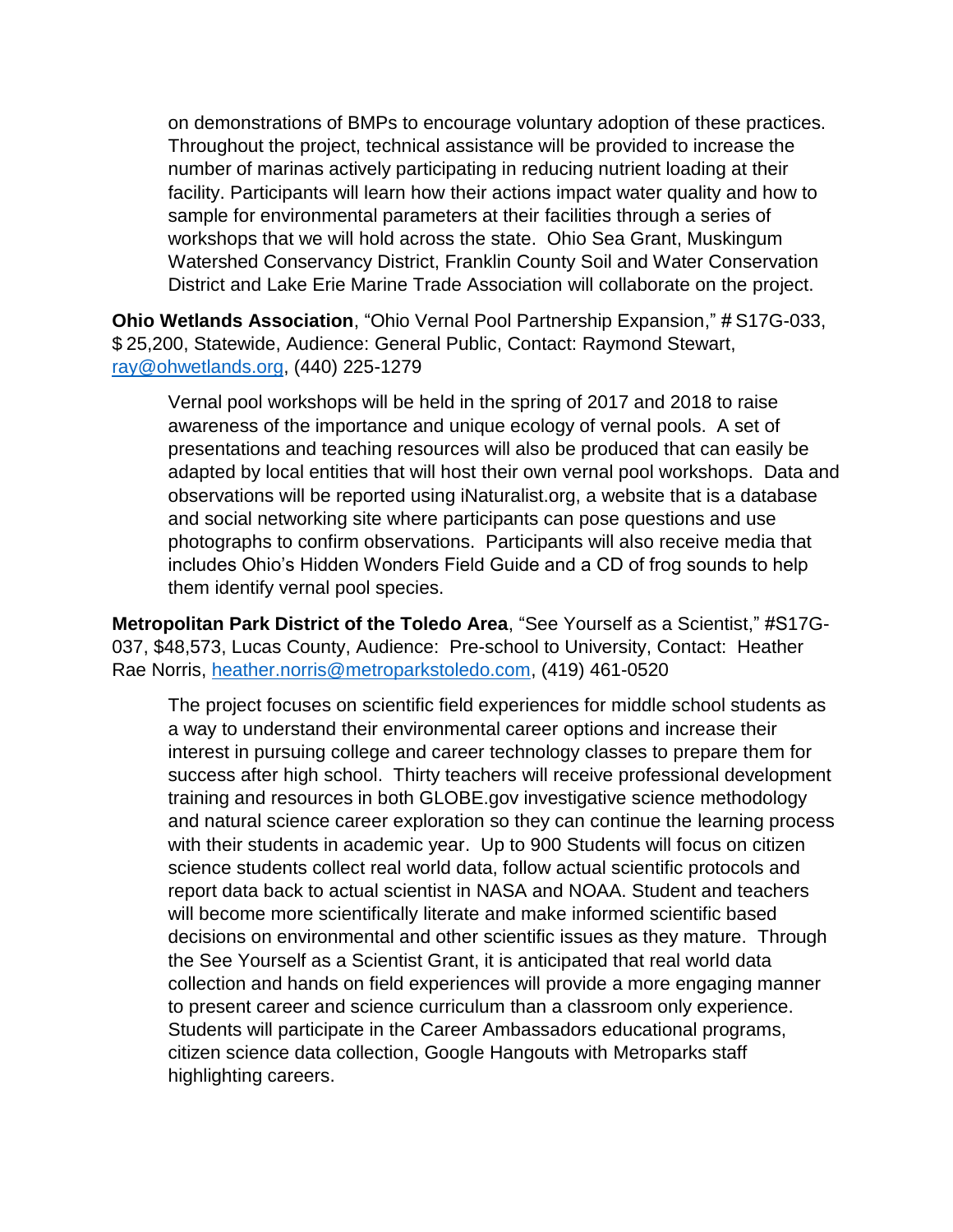on demonstrations of BMPs to encourage voluntary adoption of these practices. Throughout the project, technical assistance will be provided to increase the number of marinas actively participating in reducing nutrient loading at their facility. Participants will learn how their actions impact water quality and how to sample for environmental parameters at their facilities through a series of workshops that we will hold across the state. Ohio Sea Grant, Muskingum Watershed Conservancy District, Franklin County Soil and Water Conservation District and Lake Erie Marine Trade Association will collaborate on the project.

**Ohio Wetlands Association**, "Ohio Vernal Pool Partnership Expansion," # S17G-033, $ 25,200, Statewide, Audience: General Public, Contact: Raymond Stewart, ray@ohwetlands.org, (440) 225-1279

Vernal pool workshops will be held in the spring of 2017 and 2018 to raise awareness of the importance and unique ecology of vernal pools. A set of presentations and teaching resources will also be produced that can easily be adapted by local entities that will host their own vernal pool workshops. Data and observations will be reported using iNaturalist.org, a website that is a database and social networking site where participants can pose questions and use photographs to confirm observations. Participants will also receive media that includes Ohio's Hidden Wonders Field Guide and a CD of frog sounds to help them identify vernal pool species.

**Metropolitan Park District of the Toledo Area**, "See Yourself as a Scientist," #S17G-037, $48,573, Lucas County, Audience: Pre-school to University, Contact: Heather Rae Norris, heather.norris@metroparkstoledo.com, (419) 461-0520

The project focuses on scientific field experiences for middle school students as a way to understand their environmental career options and increase their interest in pursuing college and career technology classes to prepare them for success after high school. Thirty teachers will receive professional development training and resources in both GLOBE.gov investigative science methodology and natural science career exploration so they can continue the learning process with their students in academic year. Up to 900 Students will focus on citizen science students collect real world data, follow actual scientific protocols and report data back to actual scientist in NASA and NOAA. Student and teachers will become more scientifically literate and make informed scientific based decisions on environmental and other scientific issues as they mature. Through the See Yourself as a Scientist Grant, it is anticipated that real world data collection and hands on field experiences will provide a more engaging manner to present career and science curriculum than a classroom only experience. Students will participate in the Career Ambassadors educational programs, citizen science data collection, Google Hangouts with Metroparks staff highlighting careers.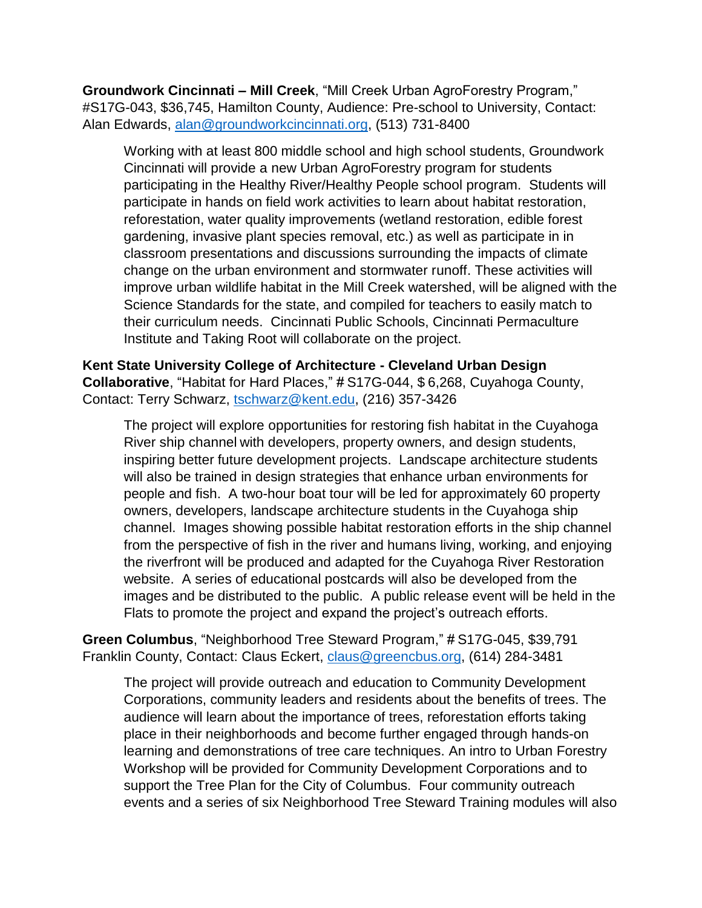**Groundwork Cincinnati – Mill Creek**, "Mill Creek Urban AgroForestry Program," #S17G-043, $36,745, Hamilton County, Audience: Pre-school to University, Contact: Alan Edwards, alan@groundworkcincinnati.org, (513) 731-8400

> Working with at least 800 middle school and high school students, Groundwork Cincinnati will provide a new Urban AgroForestry program for students participating in the Healthy River/Healthy People school program. Students will participate in hands on field work activities to learn about habitat restoration, reforestation, water quality improvements (wetland restoration, edible forest gardening, invasive plant species removal, etc.) as well as participate in in classroom presentations and discussions surrounding the impacts of climate change on the urban environment and stormwater runoff. These activities will improve urban wildlife habitat in the Mill Creek watershed, will be aligned with the Science Standards for the state, and compiled for teachers to easily match to their curriculum needs. Cincinnati Public Schools, Cincinnati Permaculture Institute and Taking Root will collaborate on the project.

**Kent State University College of Architecture - Cleveland Urban Design Collaborative**, "Habitat for Hard Places," # S17G-044, $ 6,268, Cuyahoga County, Contact: Terry Schwarz, tschwarz@kent.edu, (216) 357-3426

> The project will explore opportunities for restoring fish habitat in the Cuyahoga River ship channel with developers, property owners, and design students, inspiring better future development projects. Landscape architecture students will also be trained in design strategies that enhance urban environments for people and fish. A two-hour boat tour will be led for approximately 60 property owners, developers, landscape architecture students in the Cuyahoga ship channel. Images showing possible habitat restoration efforts in the ship channel from the perspective of fish in the river and humans living, working, and enjoying the riverfront will be produced and adapted for the Cuyahoga River Restoration website. A series of educational postcards will also be developed from the images and be distributed to the public. A public release event will be held in the Flats to promote the project and expand the project's outreach efforts.

**Green Columbus**, "Neighborhood Tree Steward Program," # S17G-045, $39,791 Franklin County, Contact: Claus Eckert, claus@greencbus.org, (614) 284-3481

> The project will provide outreach and education to Community Development Corporations, community leaders and residents about the benefits of trees. The audience will learn about the importance of trees, reforestation efforts taking place in their neighborhoods and become further engaged through hands-on learning and demonstrations of tree care techniques. An intro to Urban Forestry Workshop will be provided for Community Development Corporations and to support the Tree Plan for the City of Columbus. Four community outreach events and a series of six Neighborhood Tree Steward Training modules will also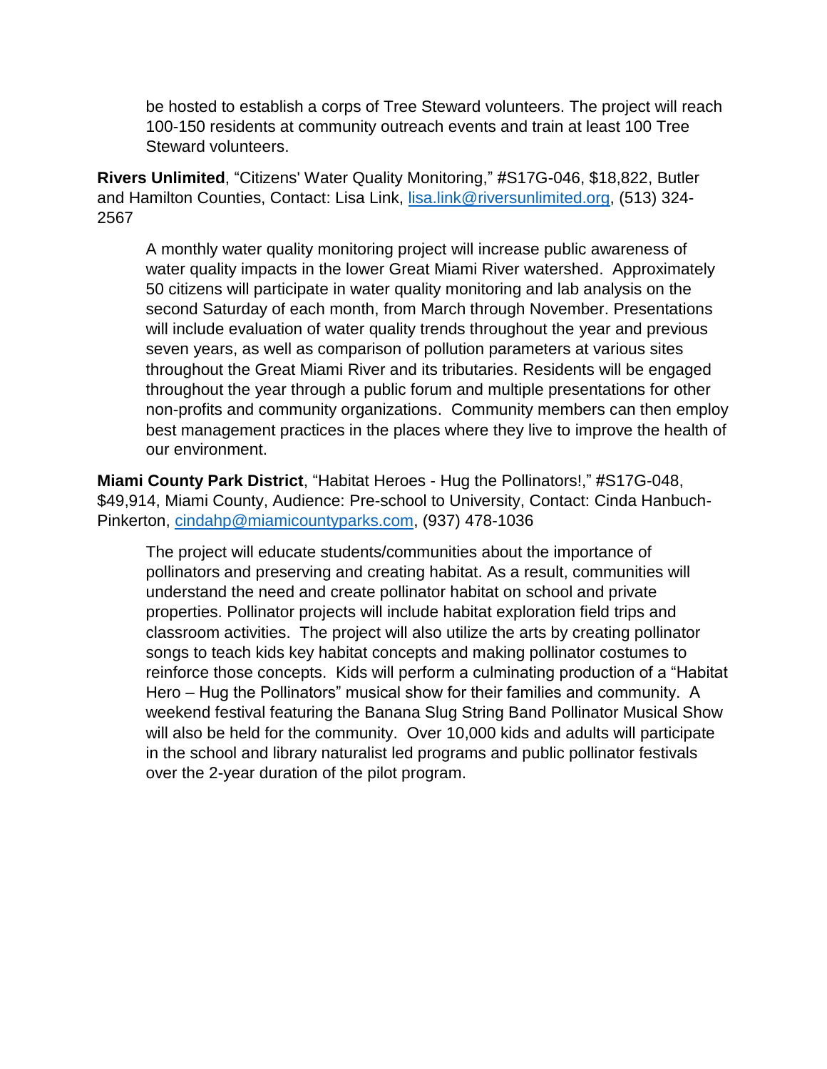be hosted to establish a corps of Tree Steward volunteers. The project will reach 100-150 residents at community outreach events and train at least 100 Tree Steward volunteers.

**Rivers Unlimited**, "Citizens' Water Quality Monitoring," #S17G-046, $18,822, Butler and Hamilton Counties, Contact: Lisa Link, lisa.link@riversunlimited.org, (513) 324-2567

A monthly water quality monitoring project will increase public awareness of water quality impacts in the lower Great Miami River watershed. Approximately 50 citizens will participate in water quality monitoring and lab analysis on the second Saturday of each month, from March through November. Presentations will include evaluation of water quality trends throughout the year and previous seven years, as well as comparison of pollution parameters at various sites throughout the Great Miami River and its tributaries. Residents will be engaged throughout the year through a public forum and multiple presentations for other non-profits and community organizations. Community members can then employ best management practices in the places where they live to improve the health of our environment.

**Miami County Park District**, "Habitat Heroes - Hug the Pollinators!," #S17G-048, $49,914, Miami County, Audience: Pre-school to University, Contact: Cinda Hanbuch-Pinkerton, cindahp@miamicountyparks.com, (937) 478-1036

The project will educate students/communities about the importance of pollinators and preserving and creating habitat. As a result, communities will understand the need and create pollinator habitat on school and private properties. Pollinator projects will include habitat exploration field trips and classroom activities. The project will also utilize the arts by creating pollinator songs to teach kids key habitat concepts and making pollinator costumes to reinforce those concepts. Kids will perform a culminating production of a "Habitat Hero – Hug the Pollinators" musical show for their families and community. A weekend festival featuring the Banana Slug String Band Pollinator Musical Show will also be held for the community. Over 10,000 kids and adults will participate in the school and library naturalist led programs and public pollinator festivals over the 2-year duration of the pilot program.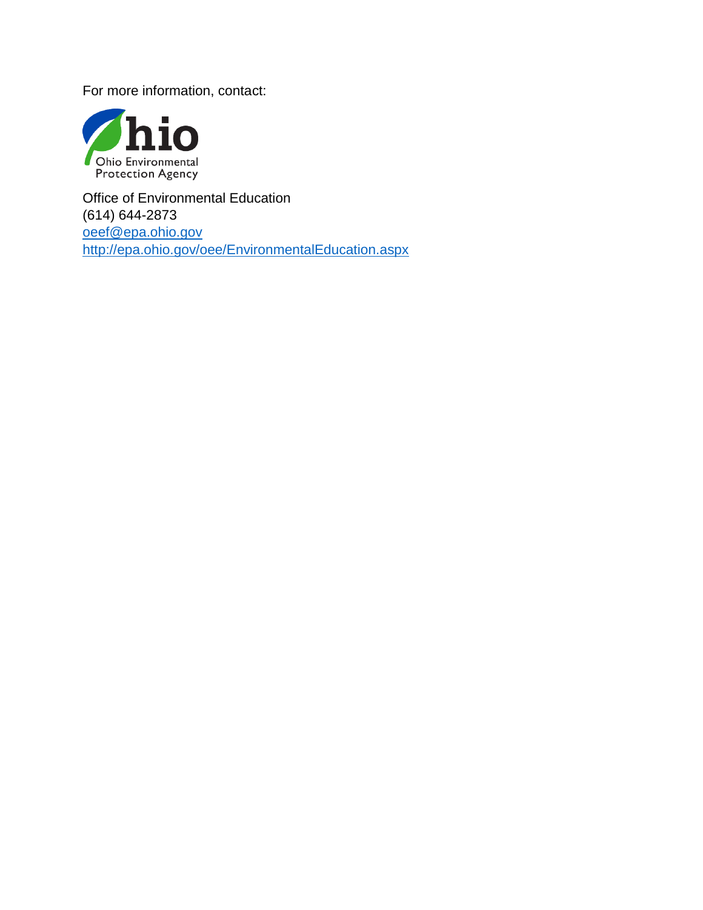For more information, contact:

Ohio Environmental Protection Agency

Office of Environmental Education
(614) 644-2873
oeef@epa.ohio.gov
http://epa.ohio.gov/oee/EnvironmentalEducation.aspx